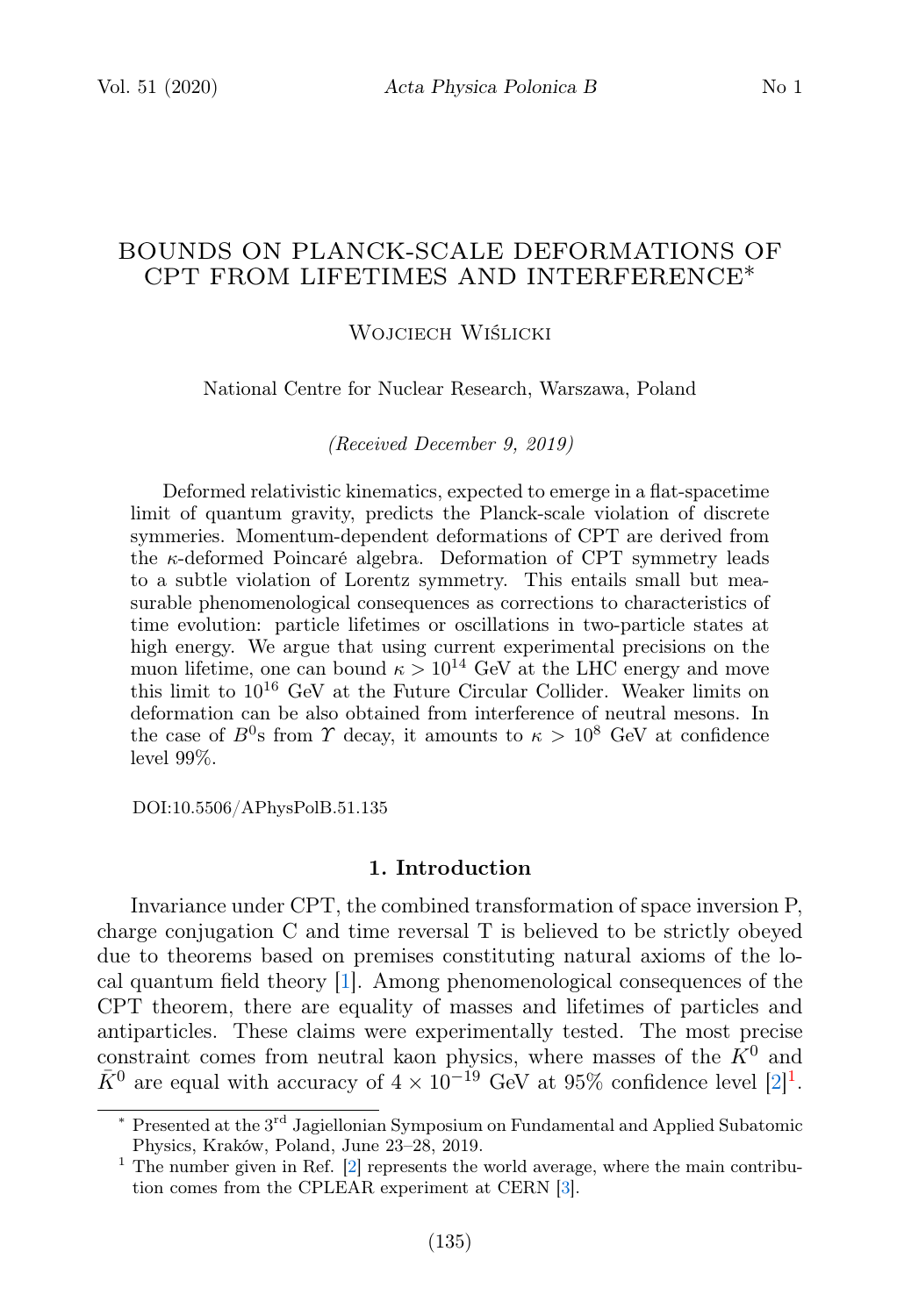# BOUNDS ON PLANCK-SCALE DEFORMATIONS OF CPT FROM LIFETIMES AND INTERFERENCE*

Wojciech Wiślicki

National Centre for Nuclear Research, Warszawa, Poland

*(Received December 9, 2019)*

Deformed relativistic kinematics, expected to emerge in a flat-spacetime limit of quantum gravity, predicts the Planck-scale violation of discrete symmetries. Momentum-dependent deformations of CPT are derived from the $\kappa$-deformed Poincaré algebra. Deformation of CPT symmetry leads to a subtle violation of Lorentz symmetry. This entails small but measurable phenomenological consequences as corrections to characteristics of time evolution: particle lifetimes or oscillations in two-particle states at high energy. We argue that using current experimental precisions on the muon lifetime, one can bound $\kappa > 10^{14}$ GeV at the LHC energy and move this limit to $10^{16}$ GeV at the Future Circular Collider. Weaker limits on deformation can be also obtained from interference of neutral mesons. In the case of $B^0$s from $\Upsilon$ decay, it amounts to $\kappa > 10^{8}$ GeV at confidence level 99%.

DOI:10.5506/APhysPolB.51.135

## 1. Introduction

Invariance under CPT, the combined transformation of space inversion P, charge conjugation C and time reversal T is believed to be strictly obeyed due to theorems based on premises constituting natural axioms of the local quantum field theory [1]. Among phenomenological consequences of the CPT theorem, there are equality of masses and lifetimes of particles and antiparticles. These claims were experimentally tested. The most precise constraint comes from neutral kaon physics, where masses of the $K^0$ and $\bar{K}^0$ are equal with accuracy of $4 \times 10^{-19}$ GeV at 95% confidence level [2][1].

---

* Presented at the 3rd Jagiellonian Symposium on Fundamental and Applied Subatomic Physics, Kraków, Poland, June 23–28, 2019.

[1] The number given in Ref. [2] represents the world average, where the main contribution comes from the CPLEAR experiment at CERN [3].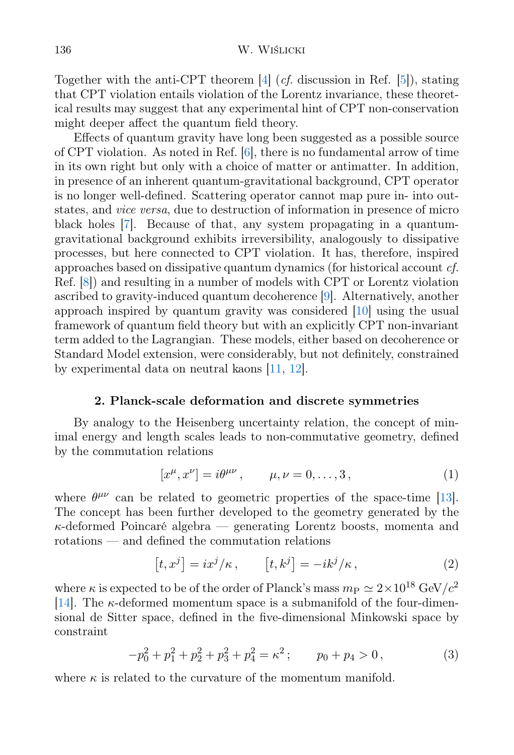Together with the anti-CPT theorem [4] (*cf.* discussion in Ref. [5]), stating that CPT violation entails violation of the Lorentz invariance, these theoretical results may suggest that any experimental hint of CPT non-conservation might deeper affect the quantum field theory.

Effects of quantum gravity have long been suggested as a possible source of CPT violation. As noted in Ref. [6], there is no fundamental arrow of time in its own right but only with a choice of matter or antimatter. In addition, in presence of an inherent quantum-gravitational background, CPT operator is no longer well-defined. Scattering operator cannot map pure in- into out-states, and *vice versa*, due to destruction of information in presence of micro black holes [7]. Because of that, any system propagating in a quantum-gravitational background exhibits irreversibility, analogously to dissipative processes, but here connected to CPT violation. It has, therefore, inspired approaches based on dissipative quantum dynamics (for historical account *cf.* Ref. [8]) and resulting in a number of models with CPT or Lorentz violation ascribed to gravity-induced quantum decoherence [9]. Alternatively, another approach inspired by quantum gravity was considered [10] using the usual framework of quantum field theory but with an explicitly CPT non-invariant term added to the Lagrangian. These models, either based on decoherence or Standard Model extension, were considerably, but not definitely, constrained by experimental data on neutral kaons [11, 12].

## 2. Planck-scale deformation and discrete symmetries

By analogy to the Heisenberg uncertainty relation, the concept of minimal energy and length scales leads to non-commutative geometry, defined by the commutation relations

$$[x^\mu, x^\nu] = i\theta^{\mu\nu}\,, \qquad \mu,\nu = 0,\ldots,3\,, \tag{1}$$

where $\theta^{\mu\nu}$ can be related to geometric properties of the space-time [13]. The concept has been further developed to the geometry generated by the $\kappa$-deformed Poincaré algebra — generating Lorentz boosts, momenta and rotations — and defined the commutation relations

$$\left[t, x^j\right] = ix^j/\kappa\,, \qquad \left[t, k^j\right] = -ik^j/\kappa\,, \tag{2}$$

where $\kappa$ is expected to be of the order of Planck's mass $m_{\mathrm{P}} \simeq 2\times10^{18}$ GeV/$c^2$ [14]. The $\kappa$-deformed momentum space is a submanifold of the four-dimensional de Sitter space, defined in the five-dimensional Minkowski space by constraint

$$-p_0^2 + p_1^2 + p_2^2 + p_3^2 + p_4^2 = \kappa^2\,; \qquad p_0 + p_4 > 0\,, \tag{3}$$

where $\kappa$ is related to the curvature of the momentum manifold.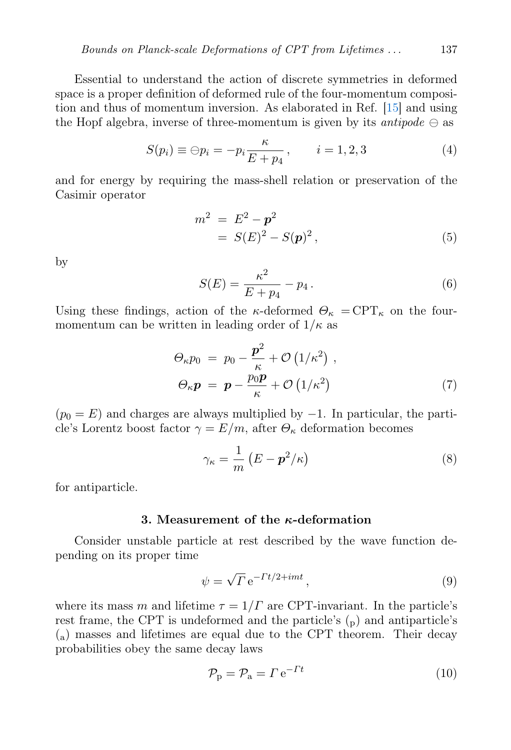Essential to understand the action of discrete symmetries in deformed space is a proper definition of deformed rule of the four-momentum composition and thus of momentum inversion. As elaborated in Ref. [15] and using the Hopf algebra, inverse of three-momentum is given by its *antipode* $\ominus$ as

$$S(p_i) \equiv \ominus p_i = -p_i \frac{\kappa}{E + p_4}\,, \qquad i = 1, 2, 3 \tag{4}$$

and for energy by requiring the mass-shell relation or preservation of the Casimir operator

$$\begin{aligned} m^2 &= E^2 - \boldsymbol{p}^2 \\ &= S(E)^2 - S(\boldsymbol{p})^2\,, \end{aligned} \tag{5}$$

by

$$S(E) = \frac{\kappa^2}{E + p_4} - p_4\,. \tag{6}$$

Using these findings, action of the $\kappa$-deformed $\Theta_\kappa = \mathrm{CPT}_\kappa$ on the four-momentum can be written in leading order of $1/\kappa$ as

$$\begin{aligned} \Theta_\kappa p_0 &= p_0 - \frac{\boldsymbol{p}^2}{\kappa} + \mathcal{O}\left(1/\kappa^2\right)\,, \\ \Theta_\kappa \boldsymbol{p} &= \boldsymbol{p} - \frac{p_0 \boldsymbol{p}}{\kappa} + \mathcal{O}\left(1/\kappa^2\right) \end{aligned} \tag{7}$$

($p_0 = E$) and charges are always multiplied by $-1$. In particular, the particle's Lorentz boost factor $\gamma = E/m$, after $\Theta_\kappa$ deformation becomes

$$\gamma_\kappa = \frac{1}{m}\left(E - \boldsymbol{p}^2/\kappa\right) \tag{8}$$

for antiparticle.

### 3. Measurement of the $\kappa$-deformation

Consider unstable particle at rest described by the wave function depending on its proper time

$$\psi = \sqrt{\Gamma}\, \mathrm{e}^{-\Gamma t/2 + imt}\,, \tag{9}$$

where its mass $m$ and lifetime $\tau = 1/\Gamma$ are CPT-invariant. In the particle's rest frame, the CPT is undeformed and the particle's ($_\mathrm{p}$) and antiparticle's ($_\mathrm{a}$) masses and lifetimes are equal due to the CPT theorem. Their decay probabilities obey the same decay laws

$$\mathcal{P}_\mathrm{p} = \mathcal{P}_\mathrm{a} = \Gamma\, \mathrm{e}^{-\Gamma t} \tag{10}$$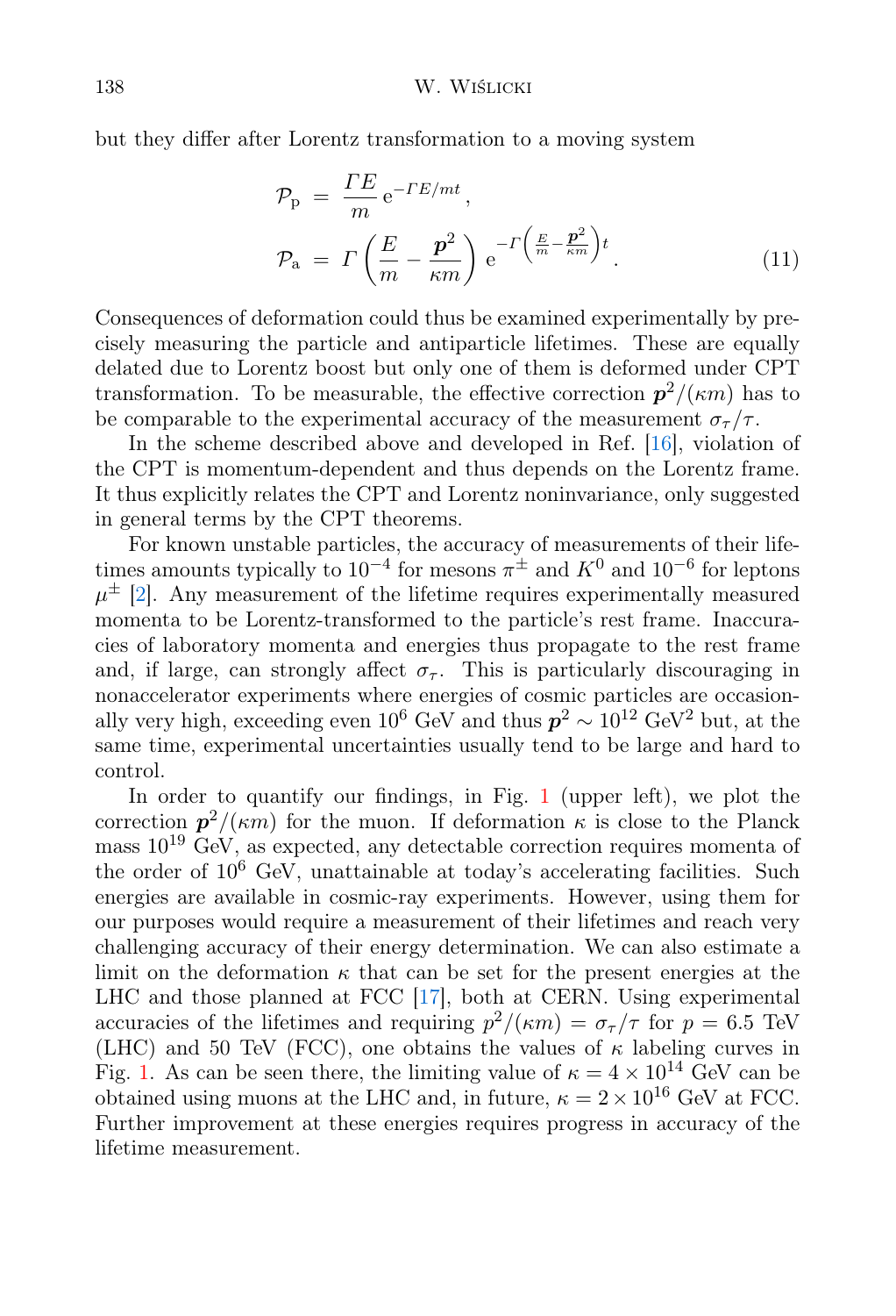but they differ after Lorentz transformation to a moving system

$$
\begin{aligned}
\mathcal{P}_{\mathrm{p}} &= \frac{\Gamma E}{m}\,\mathrm{e}^{-\Gamma E/mt}\,, \\
\mathcal{P}_{\mathrm{a}} &= \Gamma\left(\frac{E}{m}-\frac{\boldsymbol{p}^2}{\kappa m}\right)\,\mathrm{e}^{-\Gamma\left(\frac{E}{m}-\frac{\boldsymbol{p}^2}{\kappa m}\right)t}\,.
\end{aligned}
\tag{11}
$$

Consequences of deformation could thus be examined experimentally by precisely measuring the particle and antiparticle lifetimes. These are equally delated due to Lorentz boost but only one of them is deformed under CPT transformation. To be measurable, the effective correction $\boldsymbol{p}^2/(\kappa m)$ has to be comparable to the experimental accuracy of the measurement $\sigma_\tau/\tau$.

In the scheme described above and developed in Ref. [16], violation of the CPT is momentum-dependent and thus depends on the Lorentz frame. It thus explicitly relates the CPT and Lorentz noninvariance, only suggested in general terms by the CPT theorems.

For known unstable particles, the accuracy of measurements of their lifetimes amounts typically to $10^{-4}$ for mesons $\pi^\pm$ and $K^0$ and $10^{-6}$ for leptons $\mu^\pm$ [2]. Any measurement of the lifetime requires experimentally measured momenta to be Lorentz-transformed to the particle's rest frame. Inaccuracies of laboratory momenta and energies thus propagate to the rest frame and, if large, can strongly affect $\sigma_\tau$. This is particularly discouraging in nonaccelerator experiments where energies of cosmic particles are occasionally very high, exceeding even $10^6$ GeV and thus $\boldsymbol{p}^2 \sim 10^{12}$ GeV$^2$ but, at the same time, experimental uncertainties usually tend to be large and hard to control.

In order to quantify our findings, in Fig. 1 (upper left), we plot the correction $\boldsymbol{p}^2/(\kappa m)$ for the muon. If deformation $\kappa$ is close to the Planck mass $10^{19}$ GeV, as expected, any detectable correction requires momenta of the order of $10^6$ GeV, unattainable at today's accelerating facilities. Such energies are available in cosmic-ray experiments. However, using them for our purposes would require a measurement of their lifetimes and reach very challenging accuracy of their energy determination. We can also estimate a limit on the deformation $\kappa$ that can be set for the present energies at the LHC and those planned at FCC [17], both at CERN. Using experimental accuracies of the lifetimes and requiring $p^2/(\kappa m) = \sigma_\tau/\tau$ for $p = 6.5$ TeV (LHC) and 50 TeV (FCC), one obtains the values of $\kappa$ labeling curves in Fig. 1. As can be seen there, the limiting value of $\kappa = 4 \times 10^{14}$ GeV can be obtained using muons at the LHC and, in future, $\kappa = 2 \times 10^{16}$ GeV at FCC. Further improvement at these energies requires progress in accuracy of the lifetime measurement.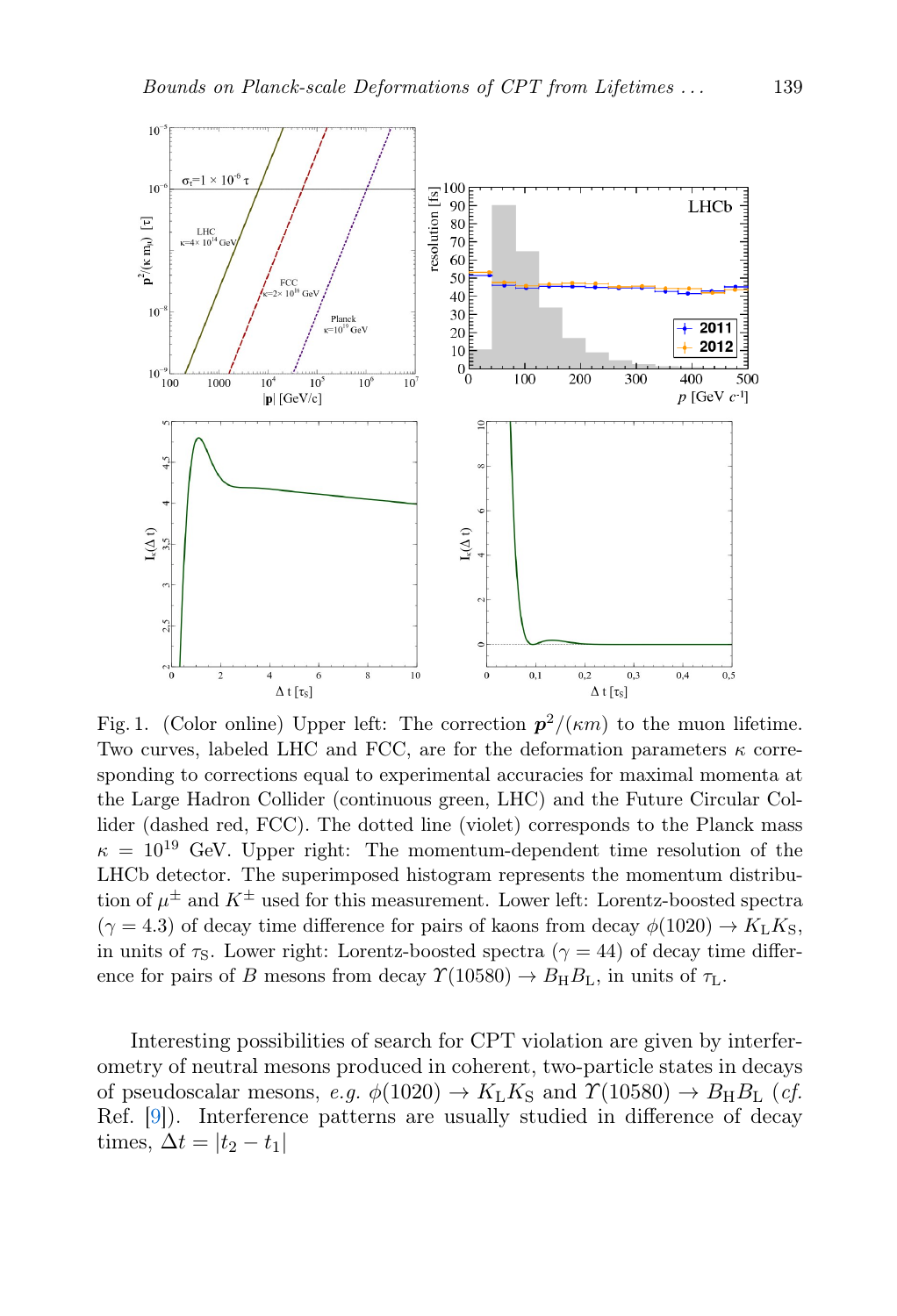Fig. 1. (Color online) Upper left: The correction $\boldsymbol{p}^2/(\kappa m)$ to the muon lifetime. Two curves, labeled LHC and FCC, are for the deformation parameters $\kappa$ corresponding to corrections equal to experimental accuracies for maximal momenta at the Large Hadron Collider (continuous green, LHC) and the Future Circular Collider (dashed red, FCC). The dotted line (violet) corresponds to the Planck mass $\kappa = 10^{19}$ GeV. Upper right: The momentum-dependent time resolution of the LHCb detector. The superimposed histogram represents the momentum distribution of $\mu^{\pm}$ and $K^{\pm}$ used for this measurement. Lower left: Lorentz-boosted spectra ($\gamma = 4.3$) of decay time difference for pairs of kaons from decay $\phi(1020) \to K_{\rm L}K_{\rm S}$, in units of $\tau_{\rm S}$. Lower right: Lorentz-boosted spectra ($\gamma = 44$) of decay time difference for pairs of $B$ mesons from decay $\Upsilon(10580) \to B_{\rm H}B_{\rm L}$, in units of $\tau_{\rm L}$.

Interesting possibilities of search for CPT violation are given by interferometry of neutral mesons produced in coherent, two-particle states in decays of pseudoscalar mesons, *e.g.* $\phi(1020) \to K_{\rm L}K_{\rm S}$ and $\Upsilon(10580) \to B_{\rm H}B_{\rm L}$ (*cf.* Ref. [9]). Interference patterns are usually studied in difference of decay times, $\Delta t = |t_2 - t_1|$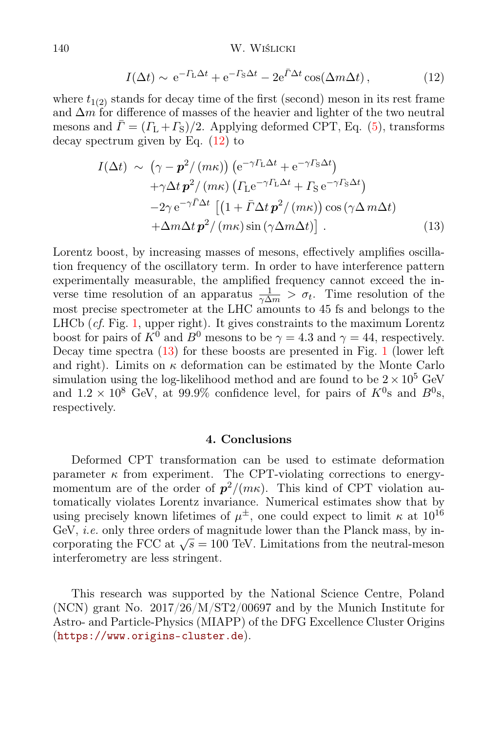$$I(\Delta t) \sim \mathrm{e}^{-\Gamma_{\mathrm{L}}\Delta t} + \mathrm{e}^{-\Gamma_{\mathrm{S}}\Delta t} - 2\mathrm{e}^{\bar{\Gamma}\Delta t}\cos(\Delta m \Delta t)\,, \tag{12}$$

where $t_{1(2)}$ stands for decay time of the first (second) meson in its rest frame and $\Delta m$ for difference of masses of the heavier and lighter of the two neutral mesons and $\bar{\Gamma} = (\Gamma_{\mathrm{L}} + \Gamma_{\mathrm{S}})/2$. Applying deformed CPT, Eq. (5), transforms decay spectrum given by Eq. (12) to

$$\begin{aligned} I(\Delta t) \;\sim\; & \left(\gamma - \boldsymbol{p}^2/\left(m\kappa\right)\right)\left(\mathrm{e}^{-\gamma\Gamma_{\mathrm{L}}\Delta t} + \mathrm{e}^{-\gamma\Gamma_{\mathrm{S}}\Delta t}\right) \\ & + \gamma\Delta t\,\boldsymbol{p}^2/\left(m\kappa\right)\left(\Gamma_{\mathrm{L}}\mathrm{e}^{-\gamma\Gamma_{\mathrm{L}}\Delta t} + \Gamma_{\mathrm{S}}\,\mathrm{e}^{-\gamma\Gamma_{\mathrm{S}}\Delta t}\right) \\ & - 2\gamma\,\mathrm{e}^{-\gamma\bar{\Gamma}\Delta t}\left[\left(1 + \bar{\Gamma}\Delta t\,\boldsymbol{p}^2/\left(m\kappa\right)\right)\cos\left(\gamma\Delta\, m\Delta t\right)\right. \\ & \left. + \Delta m\Delta t\,\boldsymbol{p}^2/\left(m\kappa\right)\sin\left(\gamma\Delta m\Delta t\right)\right]\,. \end{aligned} \tag{13}$$

Lorentz boost, by increasing masses of mesons, effectively amplifies oscillation frequency of the oscillatory term. In order to have interference pattern experimentally measurable, the amplified frequency cannot exceed the inverse time resolution of an apparatus $\frac{1}{\gamma\Delta m} > \sigma_t$. Time resolution of the most precise spectrometer at the LHC amounts to 45 fs and belongs to the LHCb (*cf.* Fig. 1, upper right). It gives constraints to the maximum Lorentz boost for pairs of $K^0$ and $B^0$ mesons to be $\gamma = 4.3$ and $\gamma = 44$, respectively. Decay time spectra (13) for these boosts are presented in Fig. 1 (lower left and right). Limits on $\kappa$ deformation can be estimated by the Monte Carlo simulation using the log-likelihood method and are found to be $2 \times 10^5$ GeV and $1.2 \times 10^8$ GeV, at 99.9% confidence level, for pairs of $K^0$s and $B^0$s, respectively.

## 4. Conclusions

Deformed CPT transformation can be used to estimate deformation parameter $\kappa$ from experiment. The CPT-violating corrections to energy-momentum are of the order of $\boldsymbol{p}^2/(m\kappa)$. This kind of CPT violation automatically violates Lorentz invariance. Numerical estimates show that by using precisely known lifetimes of $\mu^{\pm}$, one could expect to limit $\kappa$ at $10^{16}$ GeV, *i.e.* only three orders of magnitude lower than the Planck mass, by incorporating the FCC at $\sqrt{s} = 100$ TeV. Limitations from the neutral-meson interferometry are less stringent.

This research was supported by the National Science Centre, Poland (NCN) grant No. 2017/26/M/ST2/00697 and by the Munich Institute for Astro- and Particle-Physics (MIAPP) of the DFG Excellence Cluster Origins (https://www.origins-cluster.de).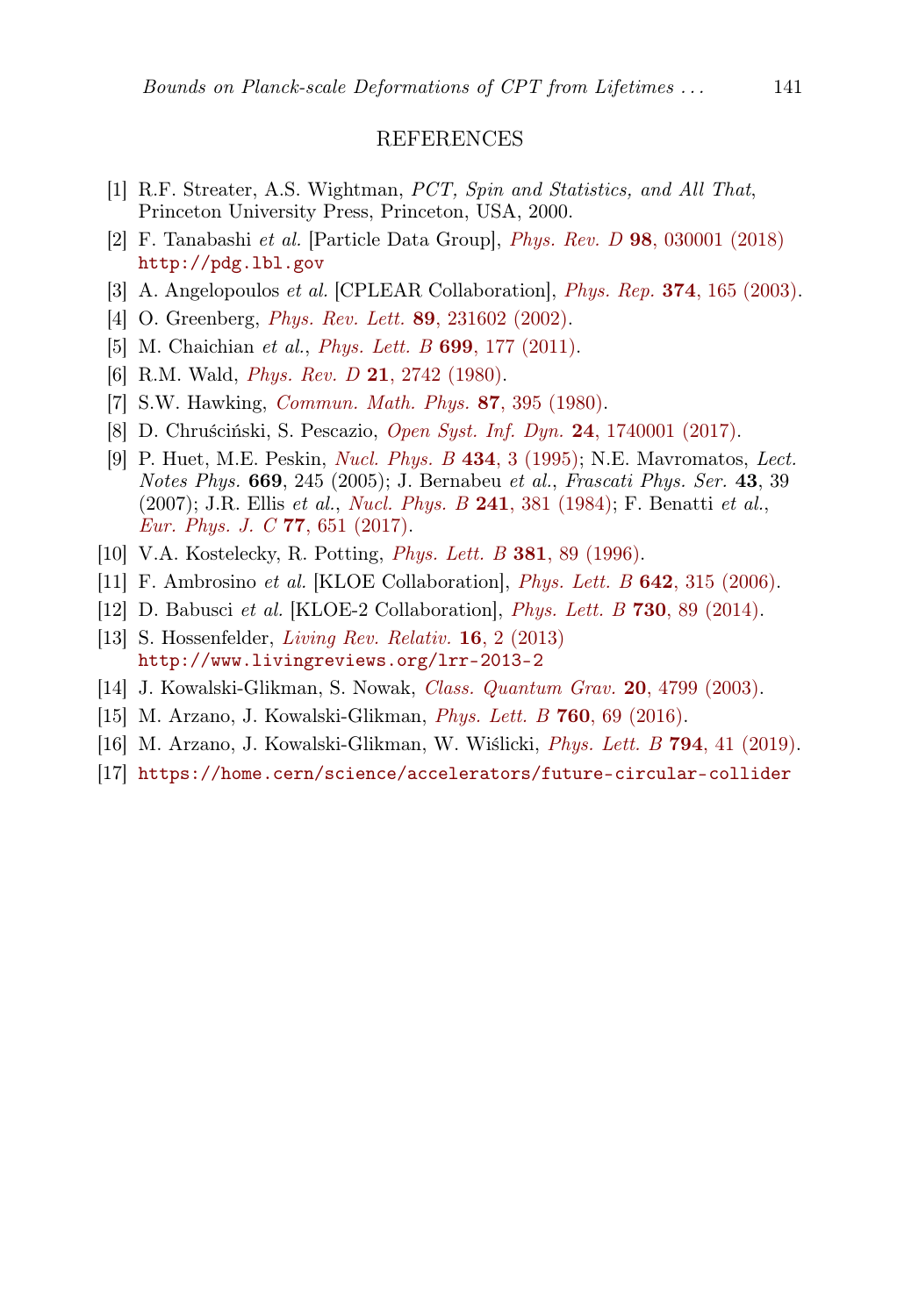## REFERENCES

[1] R.F. Streater, A.S. Wightman, *PCT, Spin and Statistics, and All That*, Princeton University Press, Princeton, USA, 2000.

[2] F. Tanabashi *et al.* [Particle Data Group], *Phys. Rev. D* **98**, 030001 (2018) http://pdg.lbl.gov

[3] A. Angelopoulos *et al.* [CPLEAR Collaboration], *Phys. Rep.* **374**, 165 (2003).

[4] O. Greenberg, *Phys. Rev. Lett.* **89**, 231602 (2002).

[5] M. Chaichian *et al.*, *Phys. Lett. B* **699**, 177 (2011).

[6] R.M. Wald, *Phys. Rev. D* **21**, 2742 (1980).

[7] S.W. Hawking, *Commun. Math. Phys.* **87**, 395 (1980).

[8] D. Chruściński, S. Pescazio, *Open Syst. Inf. Dyn.* **24**, 1740001 (2017).

[9] P. Huet, M.E. Peskin, *Nucl. Phys. B* **434**, 3 (1995); N.E. Mavromatos, *Lect. Notes Phys.* **669**, 245 (2005); J. Bernabeu *et al.*, *Frascati Phys. Ser.* **43**, 39 (2007); J.R. Ellis *et al.*, *Nucl. Phys. B* **241**, 381 (1984); F. Benatti *et al.*, *Eur. Phys. J. C* **77**, 651 (2017).

[10] V.A. Kostelecky, R. Potting, *Phys. Lett. B* **381**, 89 (1996).

[11] F. Ambrosino *et al.* [KLOE Collaboration], *Phys. Lett. B* **642**, 315 (2006).

[12] D. Babusci *et al.* [KLOE-2 Collaboration], *Phys. Lett. B* **730**, 89 (2014).

[13] S. Hossenfelder, *Living Rev. Relativ.* **16**, 2 (2013) http://www.livingreviews.org/lrr-2013-2

[14] J. Kowalski-Glikman, S. Nowak, *Class. Quantum Grav.* **20**, 4799 (2003).

[15] M. Arzano, J. Kowalski-Glikman, *Phys. Lett. B* **760**, 69 (2016).

[16] M. Arzano, J. Kowalski-Glikman, W. Wiślicki, *Phys. Lett. B* **794**, 41 (2019).

[17] https://home.cern/science/accelerators/future-circular-collider